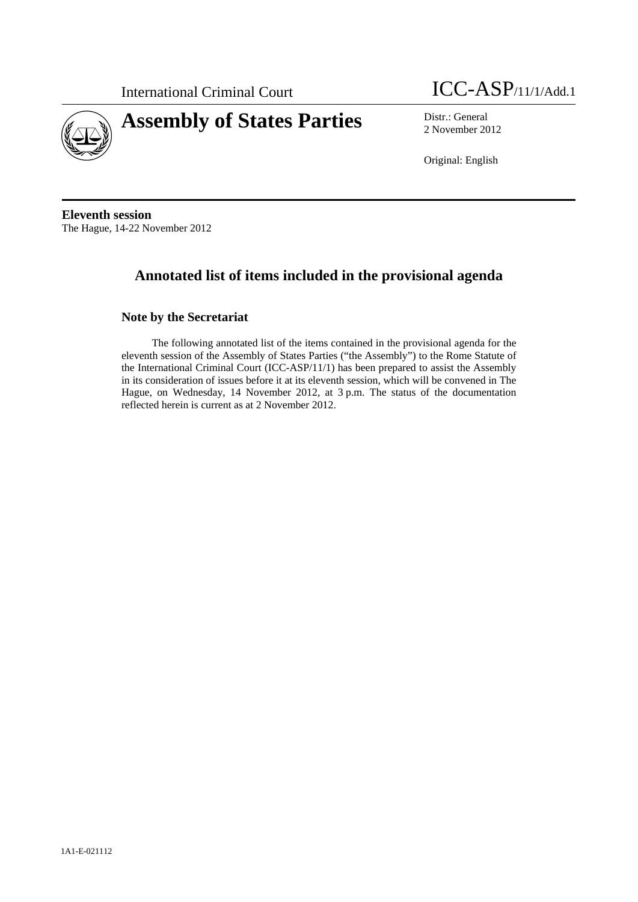International Criminal Court

ICC-ASP/11/1/Add.1

# Assembly of States Parties

Distr.: General
2 November 2012

Original: English

**Eleventh session**
The Hague, 14-22 November 2012

## Annotated list of items included in the provisional agenda

### Note by the Secretariat

The following annotated list of the items contained in the provisional agenda for the eleventh session of the Assembly of States Parties ("the Assembly") to the Rome Statute of the International Criminal Court (ICC-ASP/11/1) has been prepared to assist the Assembly in its consideration of issues before it at its eleventh session, which will be convened in The Hague, on Wednesday, 14 November 2012, at 3 p.m. The status of the documentation reflected herein is current as at 2 November 2012.

1A1-E-021112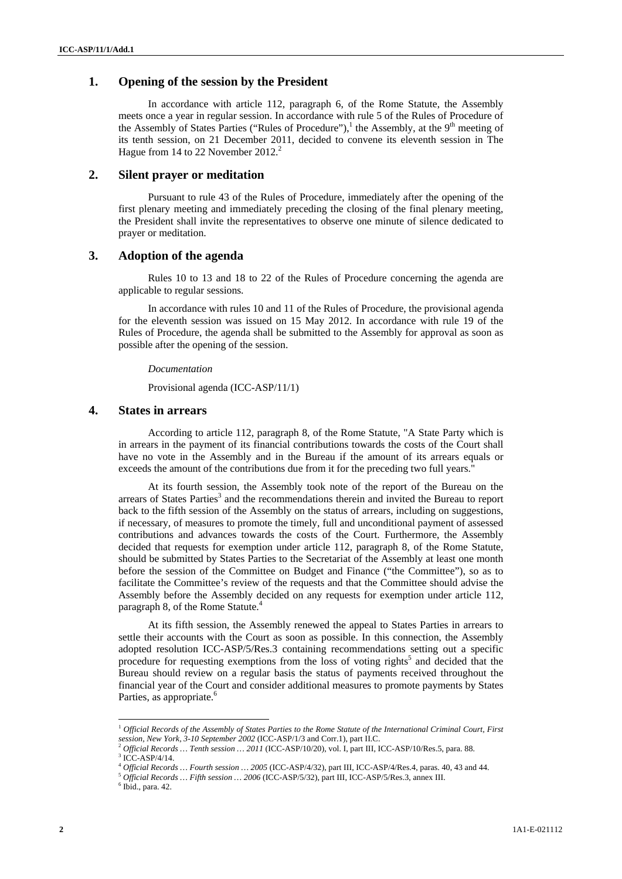## 1. Opening of the session by the President

In accordance with article 112, paragraph 6, of the Rome Statute, the Assembly meets once a year in regular session. In accordance with rule 5 of the Rules of Procedure of the Assembly of States Parties ("Rules of Procedure"),[1] the Assembly, at the 9th meeting of its tenth session, on 21 December 2011, decided to convene its eleventh session in The Hague from 14 to 22 November 2012.[2]

## 2. Silent prayer or meditation

Pursuant to rule 43 of the Rules of Procedure, immediately after the opening of the first plenary meeting and immediately preceding the closing of the final plenary meeting, the President shall invite the representatives to observe one minute of silence dedicated to prayer or meditation.

## 3. Adoption of the agenda

Rules 10 to 13 and 18 to 22 of the Rules of Procedure concerning the agenda are applicable to regular sessions.

In accordance with rules 10 and 11 of the Rules of Procedure, the provisional agenda for the eleventh session was issued on 15 May 2012. In accordance with rule 19 of the Rules of Procedure, the agenda shall be submitted to the Assembly for approval as soon as possible after the opening of the session.

*Documentation*

Provisional agenda (ICC-ASP/11/1)

## 4. States in arrears

According to article 112, paragraph 8, of the Rome Statute, "A State Party which is in arrears in the payment of its financial contributions towards the costs of the Court shall have no vote in the Assembly and in the Bureau if the amount of its arrears equals or exceeds the amount of the contributions due from it for the preceding two full years."

At its fourth session, the Assembly took note of the report of the Bureau on the arrears of States Parties[3] and the recommendations therein and invited the Bureau to report back to the fifth session of the Assembly on the status of arrears, including on suggestions, if necessary, of measures to promote the timely, full and unconditional payment of assessed contributions and advances towards the costs of the Court. Furthermore, the Assembly decided that requests for exemption under article 112, paragraph 8, of the Rome Statute, should be submitted by States Parties to the Secretariat of the Assembly at least one month before the session of the Committee on Budget and Finance ("the Committee"), so as to facilitate the Committee's review of the requests and that the Committee should advise the Assembly before the Assembly decided on any requests for exemption under article 112, paragraph 8, of the Rome Statute.[4]

At its fifth session, the Assembly renewed the appeal to States Parties in arrears to settle their accounts with the Court as soon as possible. In this connection, the Assembly adopted resolution ICC-ASP/5/Res.3 containing recommendations setting out a specific procedure for requesting exemptions from the loss of voting rights[5] and decided that the Bureau should review on a regular basis the status of payments received throughout the financial year of the Court and consider additional measures to promote payments by States Parties, as appropriate.[6]

---

[1] *Official Records of the Assembly of States Parties to the Rome Statute of the International Criminal Court, First session, New York, 3-10 September 2002* (ICC-ASP/1/3 and Corr.1), part II.C.

[2] *Official Records … Tenth session … 2011* (ICC-ASP/10/20), vol. I, part III, ICC-ASP/10/Res.5, para. 88.

[3] ICC-ASP/4/14.

[4] *Official Records … Fourth session … 2005* (ICC-ASP/4/32), part III, ICC-ASP/4/Res.4, paras. 40, 43 and 44.

[5] *Official Records … Fifth session … 2006* (ICC-ASP/5/32), part III, ICC-ASP/5/Res.3, annex III.

[6] Ibid., para. 42.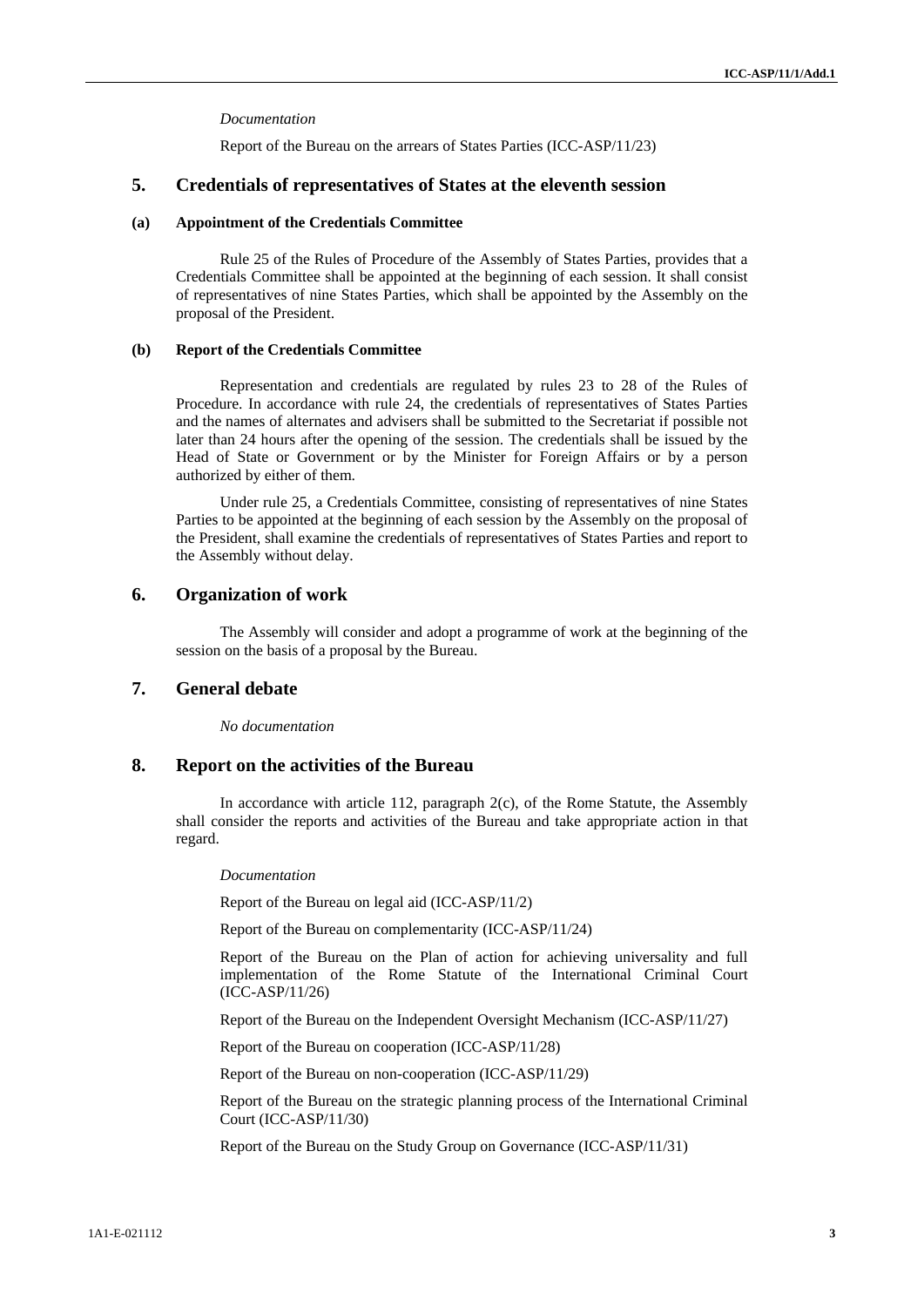*Documentation*

Report of the Bureau on the arrears of States Parties (ICC-ASP/11/23)

## 5. Credentials of representatives of States at the eleventh session

### (a) Appointment of the Credentials Committee

Rule 25 of the Rules of Procedure of the Assembly of States Parties, provides that a Credentials Committee shall be appointed at the beginning of each session. It shall consist of representatives of nine States Parties, which shall be appointed by the Assembly on the proposal of the President.

### (b) Report of the Credentials Committee

Representation and credentials are regulated by rules 23 to 28 of the Rules of Procedure. In accordance with rule 24, the credentials of representatives of States Parties and the names of alternates and advisers shall be submitted to the Secretariat if possible not later than 24 hours after the opening of the session. The credentials shall be issued by the Head of State or Government or by the Minister for Foreign Affairs or by a person authorized by either of them.

Under rule 25, a Credentials Committee, consisting of representatives of nine States Parties to be appointed at the beginning of each session by the Assembly on the proposal of the President, shall examine the credentials of representatives of States Parties and report to the Assembly without delay.

## 6. Organization of work

The Assembly will consider and adopt a programme of work at the beginning of the session on the basis of a proposal by the Bureau.

## 7. General debate

*No documentation*

## 8. Report on the activities of the Bureau

In accordance with article 112, paragraph 2(c), of the Rome Statute, the Assembly shall consider the reports and activities of the Bureau and take appropriate action in that regard.

*Documentation*

Report of the Bureau on legal aid (ICC-ASP/11/2)

Report of the Bureau on complementarity (ICC-ASP/11/24)

Report of the Bureau on the Plan of action for achieving universality and full implementation of the Rome Statute of the International Criminal Court (ICC-ASP/11/26)

Report of the Bureau on the Independent Oversight Mechanism (ICC-ASP/11/27)

Report of the Bureau on cooperation (ICC-ASP/11/28)

Report of the Bureau on non-cooperation (ICC-ASP/11/29)

Report of the Bureau on the strategic planning process of the International Criminal Court (ICC-ASP/11/30)

Report of the Bureau on the Study Group on Governance (ICC-ASP/11/31)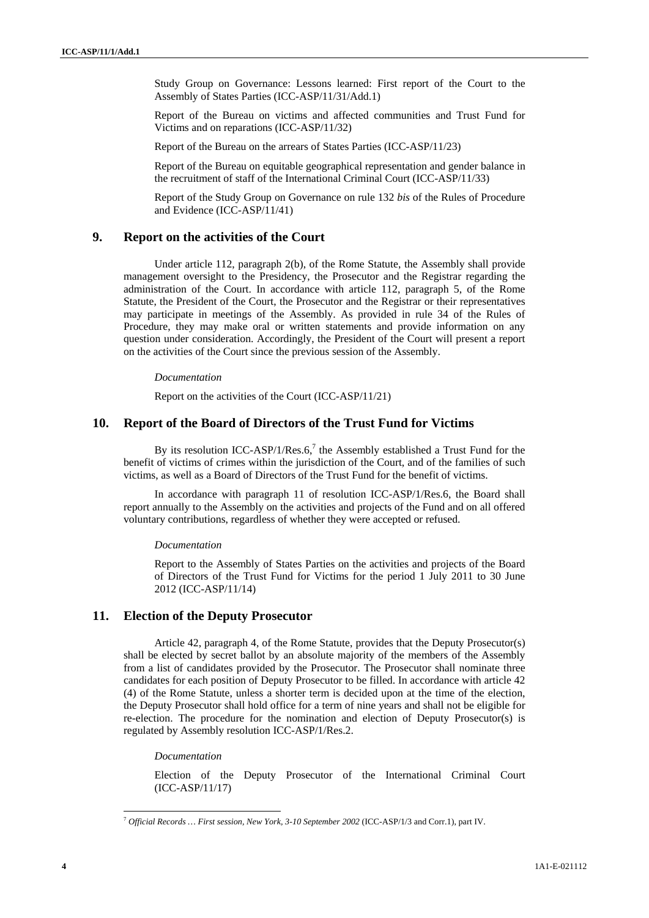Study Group on Governance: Lessons learned: First report of the Court to the Assembly of States Parties (ICC-ASP/11/31/Add.1)

Report of the Bureau on victims and affected communities and Trust Fund for Victims and on reparations (ICC-ASP/11/32)

Report of the Bureau on the arrears of States Parties (ICC-ASP/11/23)

Report of the Bureau on equitable geographical representation and gender balance in the recruitment of staff of the International Criminal Court (ICC-ASP/11/33)

Report of the Study Group on Governance on rule 132 *bis* of the Rules of Procedure and Evidence (ICC-ASP/11/41)

## 9. Report on the activities of the Court

Under article 112, paragraph 2(b), of the Rome Statute, the Assembly shall provide management oversight to the Presidency, the Prosecutor and the Registrar regarding the administration of the Court. In accordance with article 112, paragraph 5, of the Rome Statute, the President of the Court, the Prosecutor and the Registrar or their representatives may participate in meetings of the Assembly. As provided in rule 34 of the Rules of Procedure, they may make oral or written statements and provide information on any question under consideration. Accordingly, the President of the Court will present a report on the activities of the Court since the previous session of the Assembly.

*Documentation*

Report on the activities of the Court (ICC-ASP/11/21)

## 10. Report of the Board of Directors of the Trust Fund for Victims

By its resolution ICC-ASP/1/Res.6,[7] the Assembly established a Trust Fund for the benefit of victims of crimes within the jurisdiction of the Court, and of the families of such victims, as well as a Board of Directors of the Trust Fund for the benefit of victims.

In accordance with paragraph 11 of resolution ICC-ASP/1/Res.6, the Board shall report annually to the Assembly on the activities and projects of the Fund and on all offered voluntary contributions, regardless of whether they were accepted or refused.

*Documentation*

Report to the Assembly of States Parties on the activities and projects of the Board of Directors of the Trust Fund for Victims for the period 1 July 2011 to 30 June 2012 (ICC-ASP/11/14)

## 11. Election of the Deputy Prosecutor

Article 42, paragraph 4, of the Rome Statute, provides that the Deputy Prosecutor(s) shall be elected by secret ballot by an absolute majority of the members of the Assembly from a list of candidates provided by the Prosecutor. The Prosecutor shall nominate three candidates for each position of Deputy Prosecutor to be filled. In accordance with article 42 (4) of the Rome Statute, unless a shorter term is decided upon at the time of the election, the Deputy Prosecutor shall hold office for a term of nine years and shall not be eligible for re-election. The procedure for the nomination and election of Deputy Prosecutor(s) is regulated by Assembly resolution ICC-ASP/1/Res.2.

*Documentation*

Election of the Deputy Prosecutor of the International Criminal Court (ICC-ASP/11/17)

---

[7] *Official Records … First session, New York, 3-10 September 2002* (ICC-ASP/1/3 and Corr.1), part IV.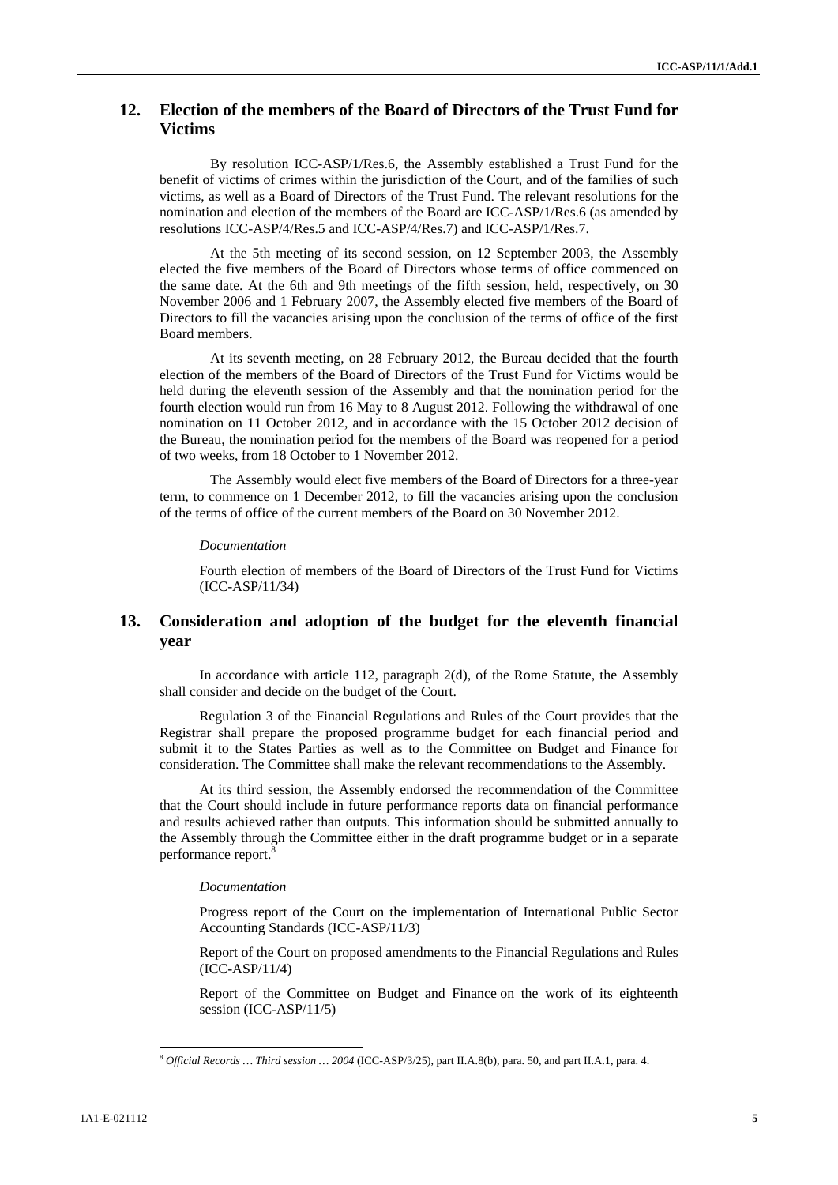## 12. Election of the members of the Board of Directors of the Trust Fund for Victims

By resolution ICC-ASP/1/Res.6, the Assembly established a Trust Fund for the benefit of victims of crimes within the jurisdiction of the Court, and of the families of such victims, as well as a Board of Directors of the Trust Fund. The relevant resolutions for the nomination and election of the members of the Board are ICC-ASP/1/Res.6 (as amended by resolutions ICC-ASP/4/Res.5 and ICC-ASP/4/Res.7) and ICC-ASP/1/Res.7.

At the 5th meeting of its second session, on 12 September 2003, the Assembly elected the five members of the Board of Directors whose terms of office commenced on the same date. At the 6th and 9th meetings of the fifth session, held, respectively, on 30 November 2006 and 1 February 2007, the Assembly elected five members of the Board of Directors to fill the vacancies arising upon the conclusion of the terms of office of the first Board members.

At its seventh meeting, on 28 February 2012, the Bureau decided that the fourth election of the members of the Board of Directors of the Trust Fund for Victims would be held during the eleventh session of the Assembly and that the nomination period for the fourth election would run from 16 May to 8 August 2012. Following the withdrawal of one nomination on 11 October 2012, and in accordance with the 15 October 2012 decision of the Bureau, the nomination period for the members of the Board was reopened for a period of two weeks, from 18 October to 1 November 2012.

The Assembly would elect five members of the Board of Directors for a three-year term, to commence on 1 December 2012, to fill the vacancies arising upon the conclusion of the terms of office of the current members of the Board on 30 November 2012.

*Documentation*

Fourth election of members of the Board of Directors of the Trust Fund for Victims (ICC-ASP/11/34)

## 13. Consideration and adoption of the budget for the eleventh financial year

In accordance with article 112, paragraph 2(d), of the Rome Statute, the Assembly shall consider and decide on the budget of the Court.

Regulation 3 of the Financial Regulations and Rules of the Court provides that the Registrar shall prepare the proposed programme budget for each financial period and submit it to the States Parties as well as to the Committee on Budget and Finance for consideration. The Committee shall make the relevant recommendations to the Assembly.

At its third session, the Assembly endorsed the recommendation of the Committee that the Court should include in future performance reports data on financial performance and results achieved rather than outputs. This information should be submitted annually to the Assembly through the Committee either in the draft programme budget or in a separate performance report.[8]

*Documentation*

Progress report of the Court on the implementation of International Public Sector Accounting Standards (ICC-ASP/11/3)

Report of the Court on proposed amendments to the Financial Regulations and Rules (ICC-ASP/11/4)

Report of the Committee on Budget and Finance on the work of its eighteenth session (ICC-ASP/11/5)

[8] *Official Records … Third session … 2004* (ICC-ASP/3/25), part II.A.8(b), para. 50, and part II.A.1, para. 4.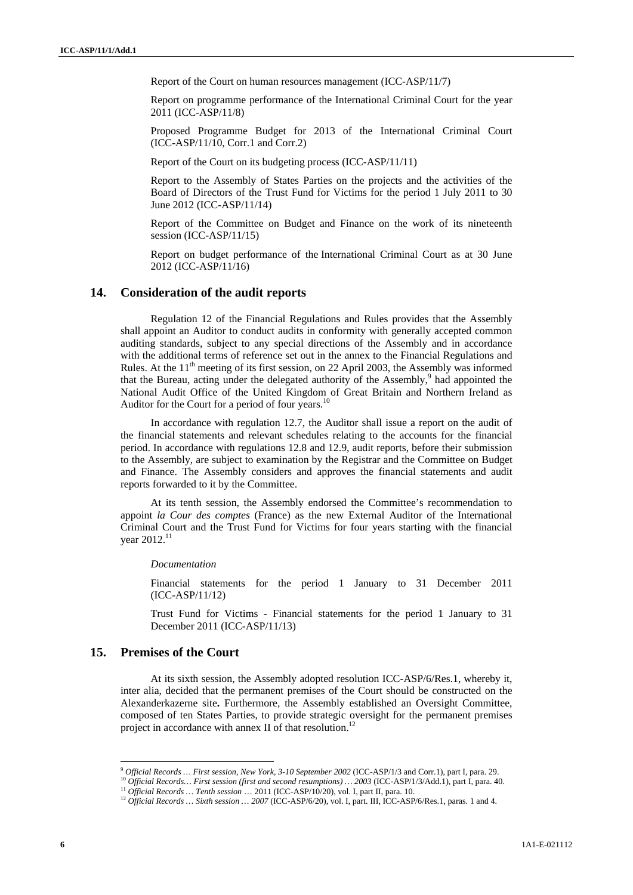Report of the Court on human resources management (ICC-ASP/11/7)

Report on programme performance of the International Criminal Court for the year 2011 (ICC-ASP/11/8)

Proposed Programme Budget for 2013 of the International Criminal Court (ICC-ASP/11/10, Corr.1 and Corr.2)

Report of the Court on its budgeting process (ICC-ASP/11/11)

Report to the Assembly of States Parties on the projects and the activities of the Board of Directors of the Trust Fund for Victims for the period 1 July 2011 to 30 June 2012 (ICC-ASP/11/14)

Report of the Committee on Budget and Finance on the work of its nineteenth session (ICC-ASP/11/15)

Report on budget performance of the International Criminal Court as at 30 June 2012 (ICC-ASP/11/16)

## 14. Consideration of the audit reports

Regulation 12 of the Financial Regulations and Rules provides that the Assembly shall appoint an Auditor to conduct audits in conformity with generally accepted common auditing standards, subject to any special directions of the Assembly and in accordance with the additional terms of reference set out in the annex to the Financial Regulations and Rules. At the 11th meeting of its first session, on 22 April 2003, the Assembly was informed that the Bureau, acting under the delegated authority of the Assembly,[9] had appointed the National Audit Office of the United Kingdom of Great Britain and Northern Ireland as Auditor for the Court for a period of four years.[10]

In accordance with regulation 12.7, the Auditor shall issue a report on the audit of the financial statements and relevant schedules relating to the accounts for the financial period. In accordance with regulations 12.8 and 12.9, audit reports, before their submission to the Assembly, are subject to examination by the Registrar and the Committee on Budget and Finance. The Assembly considers and approves the financial statements and audit reports forwarded to it by the Committee.

At its tenth session, the Assembly endorsed the Committee's recommendation to appoint *la Cour des comptes* (France) as the new External Auditor of the International Criminal Court and the Trust Fund for Victims for four years starting with the financial year 2012.[11]

*Documentation*

Financial statements for the period 1 January to 31 December 2011 (ICC-ASP/11/12)

Trust Fund for Victims - Financial statements for the period 1 January to 31 December 2011 (ICC-ASP/11/13)

## 15. Premises of the Court

At its sixth session, the Assembly adopted resolution ICC-ASP/6/Res.1, whereby it, inter alia, decided that the permanent premises of the Court should be constructed on the Alexanderkazerne site**.** Furthermore, the Assembly established an Oversight Committee, composed of ten States Parties, to provide strategic oversight for the permanent premises project in accordance with annex II of that resolution.[12]

---

[9] *Official Records … First session, New York, 3-10 September 2002* (ICC-ASP/1/3 and Corr.1), part I, para. 29.

[10] *Official Records… First session (first and second resumptions) … 2003* (ICC-ASP/1/3/Add.1), part I, para. 40.

[11] *Official Records … Tenth session …* 2011 (ICC-ASP/10/20), vol. I, part II, para. 10.

[12] *Official Records … Sixth session … 2007* (ICC-ASP/6/20), vol. I, part. III, ICC-ASP/6/Res.1, paras. 1 and 4.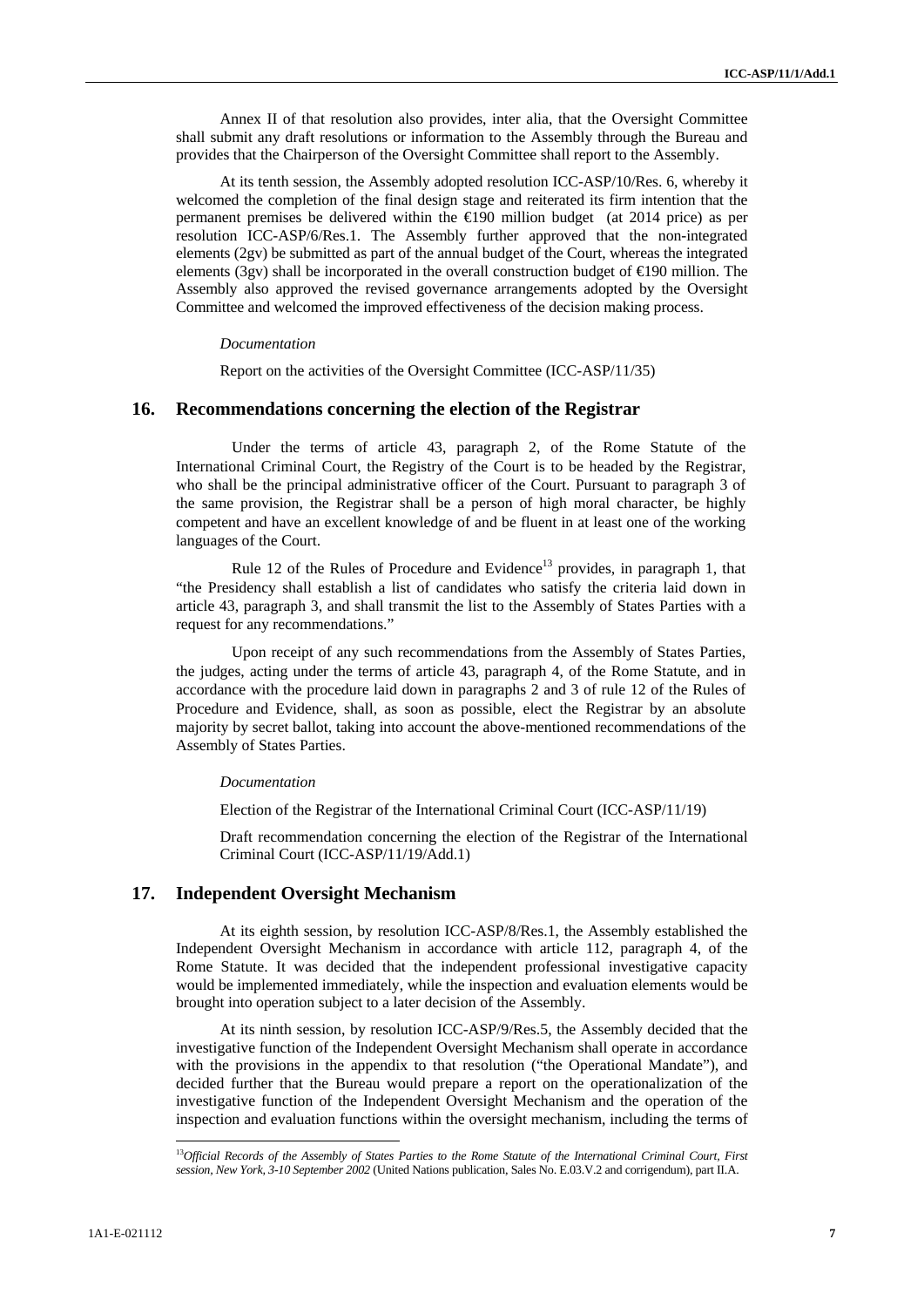Annex II of that resolution also provides, inter alia, that the Oversight Committee shall submit any draft resolutions or information to the Assembly through the Bureau and provides that the Chairperson of the Oversight Committee shall report to the Assembly.

At its tenth session, the Assembly adopted resolution ICC-ASP/10/Res. 6, whereby it welcomed the completion of the final design stage and reiterated its firm intention that the permanent premises be delivered within the €190 million budget (at 2014 price) as per resolution ICC-ASP/6/Res.1. The Assembly further approved that the non-integrated elements (2gv) be submitted as part of the annual budget of the Court, whereas the integrated elements (3gv) shall be incorporated in the overall construction budget of €190 million. The Assembly also approved the revised governance arrangements adopted by the Oversight Committee and welcomed the improved effectiveness of the decision making process.

*Documentation*

Report on the activities of the Oversight Committee (ICC-ASP/11/35)

## 16. Recommendations concerning the election of the Registrar

Under the terms of article 43, paragraph 2, of the Rome Statute of the International Criminal Court, the Registry of the Court is to be headed by the Registrar, who shall be the principal administrative officer of the Court. Pursuant to paragraph 3 of the same provision, the Registrar shall be a person of high moral character, be highly competent and have an excellent knowledge of and be fluent in at least one of the working languages of the Court.

Rule 12 of the Rules of Procedure and Evidence[13] provides, in paragraph 1, that "the Presidency shall establish a list of candidates who satisfy the criteria laid down in article 43, paragraph 3, and shall transmit the list to the Assembly of States Parties with a request for any recommendations."

Upon receipt of any such recommendations from the Assembly of States Parties, the judges, acting under the terms of article 43, paragraph 4, of the Rome Statute, and in accordance with the procedure laid down in paragraphs 2 and 3 of rule 12 of the Rules of Procedure and Evidence, shall, as soon as possible, elect the Registrar by an absolute majority by secret ballot, taking into account the above-mentioned recommendations of the Assembly of States Parties.

*Documentation*

Election of the Registrar of the International Criminal Court (ICC-ASP/11/19)

Draft recommendation concerning the election of the Registrar of the International Criminal Court (ICC-ASP/11/19/Add.1)

## 17. Independent Oversight Mechanism

At its eighth session, by resolution ICC-ASP/8/Res.1, the Assembly established the Independent Oversight Mechanism in accordance with article 112, paragraph 4, of the Rome Statute. It was decided that the independent professional investigative capacity would be implemented immediately, while the inspection and evaluation elements would be brought into operation subject to a later decision of the Assembly.

At its ninth session, by resolution ICC-ASP/9/Res.5, the Assembly decided that the investigative function of the Independent Oversight Mechanism shall operate in accordance with the provisions in the appendix to that resolution ("the Operational Mandate"), and decided further that the Bureau would prepare a report on the operationalization of the investigative function of the Independent Oversight Mechanism and the operation of the inspection and evaluation functions within the oversight mechanism, including the terms of

---

[13] *Official Records of the Assembly of States Parties to the Rome Statute of the International Criminal Court, First session, New York, 3-10 September 2002* (United Nations publication, Sales No. E.03.V.2 and corrigendum), part II.A.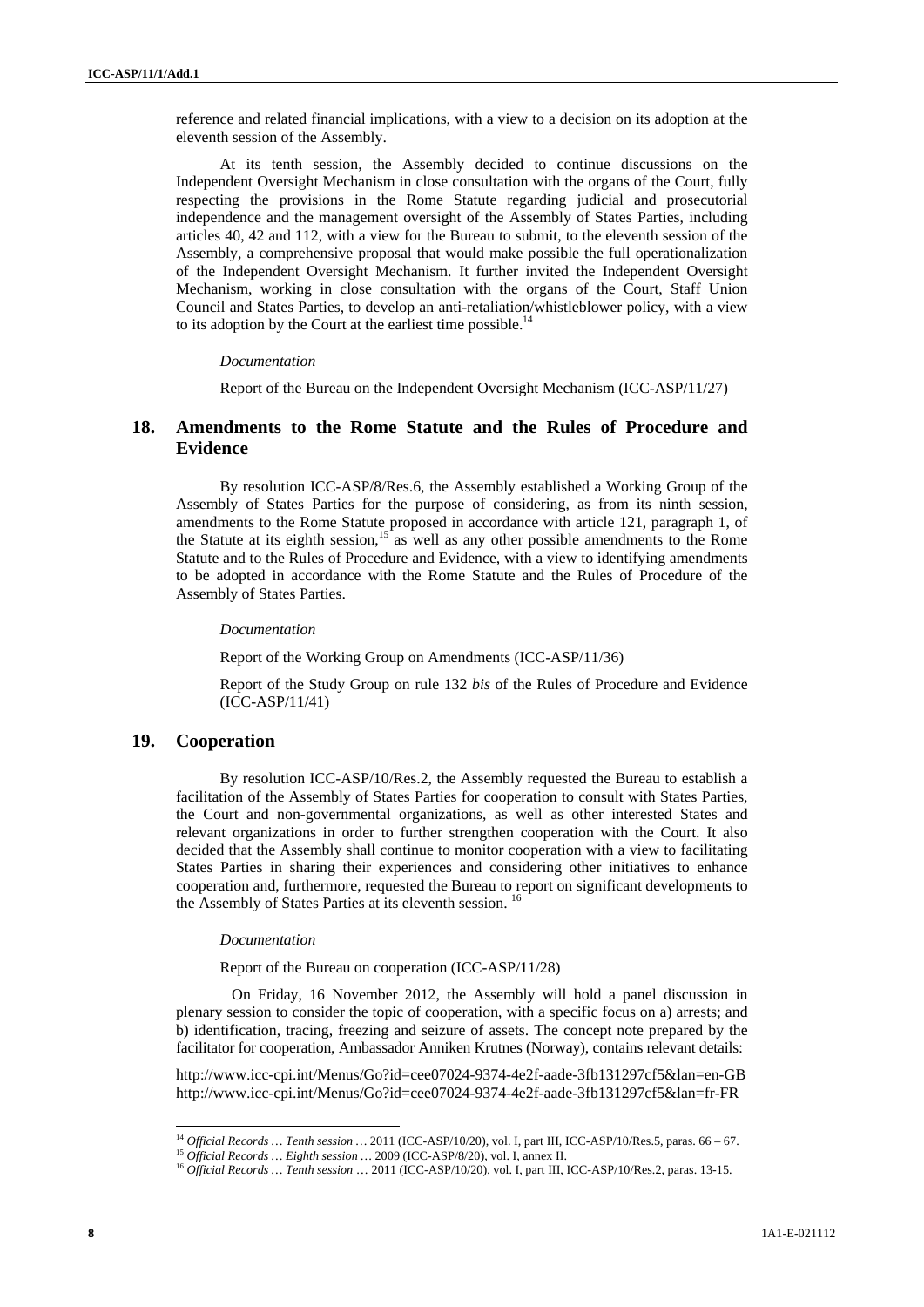reference and related financial implications, with a view to a decision on its adoption at the eleventh session of the Assembly.

At its tenth session, the Assembly decided to continue discussions on the Independent Oversight Mechanism in close consultation with the organs of the Court, fully respecting the provisions in the Rome Statute regarding judicial and prosecutorial independence and the management oversight of the Assembly of States Parties, including articles 40, 42 and 112, with a view for the Bureau to submit, to the eleventh session of the Assembly, a comprehensive proposal that would make possible the full operationalization of the Independent Oversight Mechanism. It further invited the Independent Oversight Mechanism, working in close consultation with the organs of the Court, Staff Union Council and States Parties, to develop an anti-retaliation/whistleblower policy, with a view to its adoption by the Court at the earliest time possible.[14]

*Documentation*

Report of the Bureau on the Independent Oversight Mechanism (ICC-ASP/11/27)

## 18. Amendments to the Rome Statute and the Rules of Procedure and Evidence

By resolution ICC-ASP/8/Res.6, the Assembly established a Working Group of the Assembly of States Parties for the purpose of considering, as from its ninth session, amendments to the Rome Statute proposed in accordance with article 121, paragraph 1, of the Statute at its eighth session,[15] as well as any other possible amendments to the Rome Statute and to the Rules of Procedure and Evidence, with a view to identifying amendments to be adopted in accordance with the Rome Statute and the Rules of Procedure of the Assembly of States Parties.

*Documentation*

Report of the Working Group on Amendments (ICC-ASP/11/36)

Report of the Study Group on rule 132 *bis* of the Rules of Procedure and Evidence (ICC-ASP/11/41)

## 19. Cooperation

By resolution ICC-ASP/10/Res.2, the Assembly requested the Bureau to establish a facilitation of the Assembly of States Parties for cooperation to consult with States Parties, the Court and non-governmental organizations, as well as other interested States and relevant organizations in order to further strengthen cooperation with the Court. It also decided that the Assembly shall continue to monitor cooperation with a view to facilitating States Parties in sharing their experiences and considering other initiatives to enhance cooperation and, furthermore, requested the Bureau to report on significant developments to the Assembly of States Parties at its eleventh session.[16]

*Documentation*

Report of the Bureau on cooperation (ICC-ASP/11/28)

On Friday, 16 November 2012, the Assembly will hold a panel discussion in plenary session to consider the topic of cooperation, with a specific focus on a) arrests; and b) identification, tracing, freezing and seizure of assets. The concept note prepared by the facilitator for cooperation, Ambassador Anniken Krutnes (Norway), contains relevant details:

http://www.icc-cpi.int/Menus/Go?id=cee07024-9374-4e2f-aade-3fb131297cf5&lan=en-GB
http://www.icc-cpi.int/Menus/Go?id=cee07024-9374-4e2f-aade-3fb131297cf5&lan=fr-FR

---

[14] *Official Records … Tenth session …* 2011 (ICC-ASP/10/20), vol. I, part III, ICC-ASP/10/Res.5, paras. 66 – 67.

[15] *Official Records … Eighth session …* 2009 (ICC-ASP/8/20), vol. I, annex II.

[16] *Official Records … Tenth session …* 2011 (ICC-ASP/10/20), vol. I, part III, ICC-ASP/10/Res.2, paras. 13-15.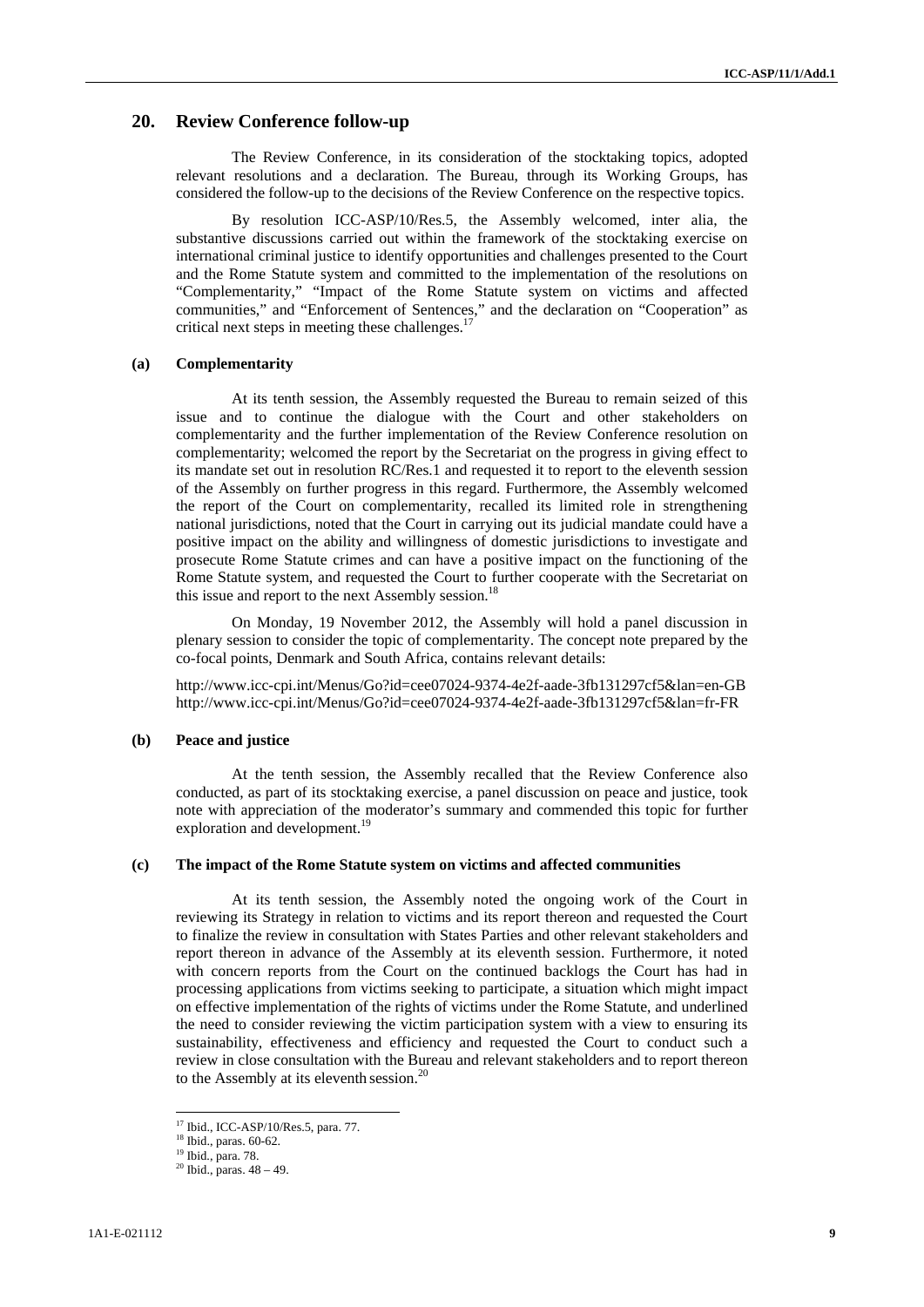## 20. Review Conference follow-up

The Review Conference, in its consideration of the stocktaking topics, adopted relevant resolutions and a declaration. The Bureau, through its Working Groups, has considered the follow-up to the decisions of the Review Conference on the respective topics.

By resolution ICC-ASP/10/Res.5, the Assembly welcomed, inter alia, the substantive discussions carried out within the framework of the stocktaking exercise on international criminal justice to identify opportunities and challenges presented to the Court and the Rome Statute system and committed to the implementation of the resolutions on "Complementarity," "Impact of the Rome Statute system on victims and affected communities," and "Enforcement of Sentences," and the declaration on "Cooperation" as critical next steps in meeting these challenges.[17]

### (a) Complementarity

At its tenth session, the Assembly requested the Bureau to remain seized of this issue and to continue the dialogue with the Court and other stakeholders on complementarity and the further implementation of the Review Conference resolution on complementarity; welcomed the report by the Secretariat on the progress in giving effect to its mandate set out in resolution RC/Res.1 and requested it to report to the eleventh session of the Assembly on further progress in this regard. Furthermore, the Assembly welcomed the report of the Court on complementarity, recalled its limited role in strengthening national jurisdictions, noted that the Court in carrying out its judicial mandate could have a positive impact on the ability and willingness of domestic jurisdictions to investigate and prosecute Rome Statute crimes and can have a positive impact on the functioning of the Rome Statute system, and requested the Court to further cooperate with the Secretariat on this issue and report to the next Assembly session.[18]

On Monday, 19 November 2012, the Assembly will hold a panel discussion in plenary session to consider the topic of complementarity. The concept note prepared by the co-focal points, Denmark and South Africa, contains relevant details:

http://www.icc-cpi.int/Menus/Go?id=cee07024-9374-4e2f-aade-3fb131297cf5&lan=en-GB
http://www.icc-cpi.int/Menus/Go?id=cee07024-9374-4e2f-aade-3fb131297cf5&lan=fr-FR

### (b) Peace and justice

At the tenth session, the Assembly recalled that the Review Conference also conducted, as part of its stocktaking exercise, a panel discussion on peace and justice, took note with appreciation of the moderator's summary and commended this topic for further exploration and development.[19]

### (c) The impact of the Rome Statute system on victims and affected communities

At its tenth session, the Assembly noted the ongoing work of the Court in reviewing its Strategy in relation to victims and its report thereon and requested the Court to finalize the review in consultation with States Parties and other relevant stakeholders and report thereon in advance of the Assembly at its eleventh session. Furthermore, it noted with concern reports from the Court on the continued backlogs the Court has had in processing applications from victims seeking to participate, a situation which might impact on effective implementation of the rights of victims under the Rome Statute, and underlined the need to consider reviewing the victim participation system with a view to ensuring its sustainability, effectiveness and efficiency and requested the Court to conduct such a review in close consultation with the Bureau and relevant stakeholders and to report thereon to the Assembly at its eleventh session.[20]

---

[17] Ibid., ICC-ASP/10/Res.5, para. 77.
[18] Ibid., paras. 60-62.
[19] Ibid., para. 78.
[20] Ibid., paras. 48 – 49.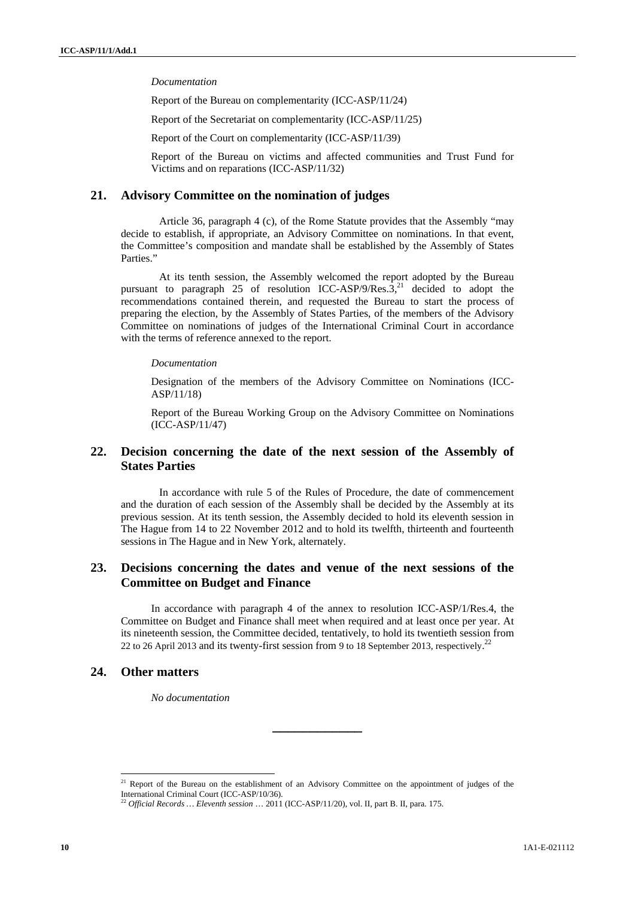*Documentation*

Report of the Bureau on complementarity (ICC-ASP/11/24)

Report of the Secretariat on complementarity (ICC-ASP/11/25)

Report of the Court on complementarity (ICC-ASP/11/39)

Report of the Bureau on victims and affected communities and Trust Fund for Victims and on reparations (ICC-ASP/11/32)

## 21. Advisory Committee on the nomination of judges

Article 36, paragraph 4 (c), of the Rome Statute provides that the Assembly "may decide to establish, if appropriate, an Advisory Committee on nominations. In that event, the Committee's composition and mandate shall be established by the Assembly of States Parties."

At its tenth session, the Assembly welcomed the report adopted by the Bureau pursuant to paragraph 25 of resolution ICC-ASP/9/Res.3,[21] decided to adopt the recommendations contained therein, and requested the Bureau to start the process of preparing the election, by the Assembly of States Parties, of the members of the Advisory Committee on nominations of judges of the International Criminal Court in accordance with the terms of reference annexed to the report.

*Documentation*

Designation of the members of the Advisory Committee on Nominations (ICC-ASP/11/18)

Report of the Bureau Working Group on the Advisory Committee on Nominations (ICC-ASP/11/47)

## 22. Decision concerning the date of the next session of the Assembly of States Parties

In accordance with rule 5 of the Rules of Procedure, the date of commencement and the duration of each session of the Assembly shall be decided by the Assembly at its previous session. At its tenth session, the Assembly decided to hold its eleventh session in The Hague from 14 to 22 November 2012 and to hold its twelfth, thirteenth and fourteenth sessions in The Hague and in New York, alternately.

## 23. Decisions concerning the dates and venue of the next sessions of the Committee on Budget and Finance

In accordance with paragraph 4 of the annex to resolution ICC-ASP/1/Res.4, the Committee on Budget and Finance shall meet when required and at least once per year. At its nineteenth session, the Committee decided, tentatively, to hold its twentieth session from 22 to 26 April 2013 and its twenty-first session from 9 to 18 September 2013, respectively.[22]

## 24. Other matters

*No documentation*

---

[21] Report of the Bureau on the establishment of an Advisory Committee on the appointment of judges of the International Criminal Court (ICC-ASP/10/36).

[22] *Official Records … Eleventh session* … 2011 (ICC-ASP/11/20), vol. II, part B. II, para. 175.